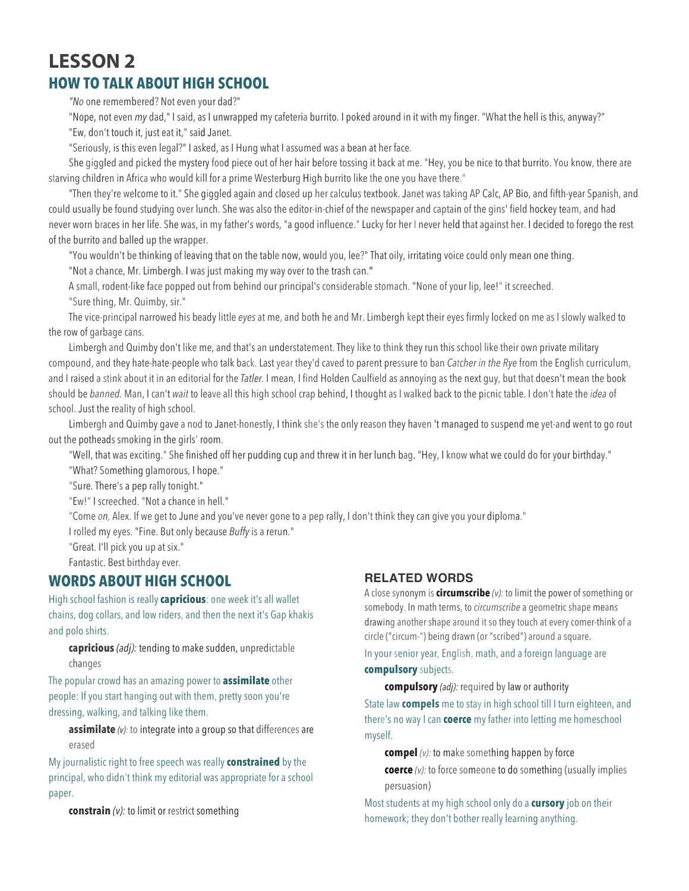# LESSON 2

## HOW TO TALK ABOUT HIGH SCHOOL

*"No* one remembered? Not even your dad?"

"Nope, not even *my* dad," I said, as I unwrapped my cafeteria burrito. I poked around in it with my finger. "What the hell is this, anyway?"

"Ew, don't touch it, just eat it," said Janet.

"Seriously, is this even legal?" I asked, as I Hung what I assumed was a bean at her face.

She giggled and picked the mystery food piece out of her hair before tossing it back at me. "Hey, you be nice to that burrito. You know, there are starving children in Africa who would kill for a prime Westerburg High burrito like the one you have there."

"Then they're welcome to it." She giggled again and closed up her calculus textbook. Janet was taking AP Calc, AP Bio, and fifth-year Spanish, and could usually be found studying over lunch. She was also the editor-in-chief of the newspaper and captain of the gins' field hockey team, and had never worn braces in her life. She was, in my father's words, "a good influence." Lucky for her I never held that against her. I decided to forego the rest of the burrito and balled up the wrapper.

"You wouldn't be thinking of leaving that on the table now, would you, lee?" That oily, irritating voice could only mean one thing.

"Not a chance, Mr. Limbergh. I was just making my way over to the trash can."

A small, rodent-like face popped out from behind our principal's considerable stomach. "None of your lip, lee!" it screeched.

"Sure thing, Mr. Quimby, sir."

The vice-principal narrowed his beady little *eyes* at me, and both he and Mr. Limbergh kept their eyes firmly locked on me as I slowly walked to the row of garbage cans.

Limbergh and Quimby don't like me, and that's an understatement. They like to think they run this school like their own private military compound, and they hate-hate-people who talk back. Last year they'd caved to parent pressure to ban *Catcher in the Rye* from the English curriculum, and I raised a stink about it in an editorial for the *Tatler.* I mean, I find Holden Caulfield as annoying as the next guy, but that doesn't mean the book should be *banned.* Man, I can't *wait* to leave all this high school crap behind, I thought as I walked back to the picnic table. I don't hate the *idea* of school. Just the reality of high school.

Limbergh and Quimby gave a nod to Janet-honestly, I think she's the only reason they haven 't managed to suspend me yet-and went to go rout out the potheads smoking in the girls' room.

"Well, that was exciting." She finished off her pudding cup and threw it in her lunch bag. "Hey, I know what we could do for your birthday."

"What? Something glamorous, I hope."

"Sure. There's a pep rally tonight."

"Ew!" I screeched. "Not a chance in hell."

"Come *on,* Alex. If we get to June and you've never gone to a pep rally, I don't think they can give you your diploma."

I rolled my eyes. "Fine. But only because *Buffy* is a rerun."

"Great. I'll pick you up at six."

Fantastic. Best birthday ever.

## WORDS ABOUT HIGH SCHOOL

High school fashion is really **capricious**: one week it's all wallet chains, dog collars, and low riders, and then the next it's Gap khakis and polo shirts.

> **capricious** *(adj):* tending to make sudden, unpredictable changes

The popular crowd has an amazing power to **assimilate** other people: If you start hanging out with them, pretty soon you're dressing, walking, and talking like them.

> **assimilate** *(v):* to integrate into a group so that differences are erased

My journalistic right to free speech was really **constrained** by the principal, who didn't think my editorial was appropriate for a school paper.

> **constrain** *(v):* to limit or restrict something

### RELATED WORDS

A close synonym is **circumscribe** *(v):* to limit the power of something or somebody. In math terms, to *circumscribe* a geometric shape means drawing another shape around it so they touch at every comer-think of a circle ("circum-") being drawn (or "scribed") around a square.

In your senior year, English, math, and a foreign language are **compulsory** subjects.

> **compulsory** *(adj):* required by law or authority

State law **compels** me to stay in high school till I turn eighteen, and there's no way I can **coerce** my father into letting me homeschool myself.

> **compel** *(v):* to make something happen by force
>
> **coerce** *(v):* to force someone to do something (usually implies persuasion)

Most students at my high school only do a **cursory** job on their homework; they don't bother really learning anything.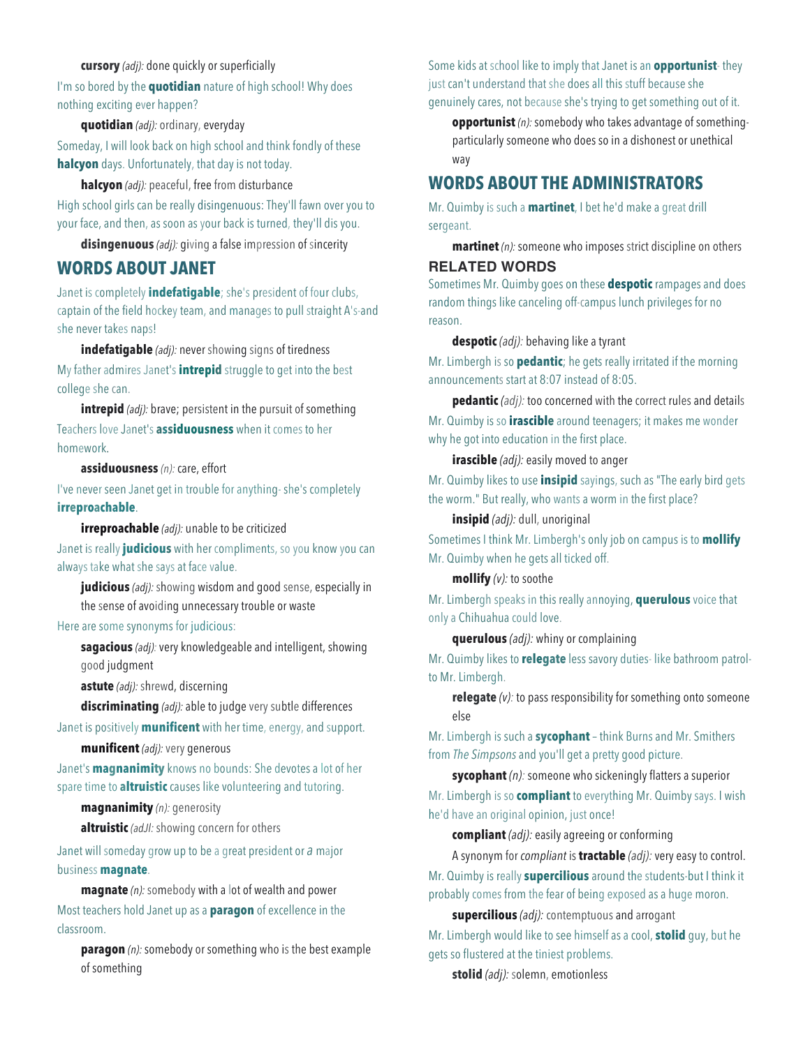**cursory** *(adj):* done quickly or superficially

I'm so bored by the **quotidian** nature of high school! Why does nothing exciting ever happen?

**quotidian** *(adj):* ordinary, everyday

Someday, I will look back on high school and think fondly of these **halcyon** days. Unfortunately, that day is not today.

**halcyon** *(adj):* peaceful, free from disturbance

High school girls can be really disingenuous: They'll fawn over you to your face, and then, as soon as your back is turned, they'll dis you.

**disingenuous** *(adj):* giving a false impression of sincerity

## WORDS ABOUT JANET

Janet is completely **indefatigable**; she's president of four clubs, captain of the field hockey team, and manages to pull straight A's-and she never takes naps!

**indefatigable** *(adj):* never showing signs of tiredness

My father admires Janet's **intrepid** struggle to get into the best college she can.

**intrepid** *(adj):* brave; persistent in the pursuit of something

Teachers love Janet's **assiduousness** when it comes to her homework.

**assiduousness** *(n):* care, effort

I've never seen Janet get in trouble for anything- she's completely **irreproachable**.

**irreproachable** *(adj):* unable to be criticized

Janet is really **judicious** with her compliments, so you know you can always take what she says at face value.

**judicious** *(adj):* showing wisdom and good sense, especially in the sense of avoiding unnecessary trouble or waste

Here are some synonyms for judicious:

**sagacious** *(adj):* very knowledgeable and intelligent, showing good judgment

**astute** *(adj):* shrewd, discerning

**discriminating** *(adj):* able to judge very subtle differences

Janet is positively **munificent** with her time, energy, and support.

**munificent** *(adj):* very generous

Janet's **magnanimity** knows no bounds: She devotes a lot of her spare time to **altruistic** causes like volunteering and tutoring.

**magnanimity** *(n):* generosity

**altruistic** *(adJI:* showing concern for others

Janet will someday grow up to be a great president or *a* major business **magnate**.

**magnate** *(n):* somebody with a lot of wealth and power

Most teachers hold Janet up as a **paragon** of excellence in the classroom.

**paragon** *(n):* somebody or something who is the best example of something

Some kids at school like to imply that Janet is an **opportunist**- they just can't understand that she does all this stuff because she genuinely cares, not because she's trying to get something out of it.

**opportunist** *(n):* somebody who takes advantage of something-particularly someone who does so in a dishonest or unethical way

## WORDS ABOUT THE ADMINISTRATORS

Mr. Quimby is such a **martinet**, I bet he'd make a great drill sergeant.

**martinet** *(n):* someone who imposes strict discipline on others

### RELATED WORDS

Sometimes Mr. Quimby goes on these **despotic** rampages and does random things like canceling off-campus lunch privileges for no reason.

**despotic** *(adj):* behaving like a tyrant

Mr. Limbergh is so **pedantic**; he gets really irritated if the morning announcements start at 8:07 instead of 8:05.

**pedantic** *(adj):* too concerned with the correct rules and details

Mr. Quimby is so **irascible** around teenagers; it makes me wonder why he got into education in the first place.

**irascible** *(adj):* easily moved to anger

Mr. Quimby likes to use **insipid** sayings, such as "The early bird gets the worm." But really, who wants a worm in the first place?

**insipid** *(adj):* dull, unoriginal

Sometimes I think Mr. Limbergh's only job on campus is to **mollify** Mr. Quimby when he gets all ticked off.

**mollify** *(v):* to soothe

Mr. Limbergh speaks in this really annoying, **querulous** voice that only a Chihuahua could love.

**querulous** *(adj):* whiny or complaining

Mr. Quimby likes to **relegate** less savory duties- like bathroom patrol- to Mr. Limbergh.

**relegate** *(v):* to pass responsibility for something onto someone else

Mr. Limbergh is such a **sycophant** – think Burns and Mr. Smithers from *The Simpsons* and you'll get a pretty good picture.

**sycophant** *(n):* someone who sickeningly flatters a superior

Mr. Limbergh is so **compliant** to everything Mr. Quimby says. I wish he'd have an original opinion, just once!

**compliant** *(adj):* easily agreeing or conforming

A synonym for *compliant* is **tractable** *(adj):* very easy to control.

Mr. Quimby is really **supercilious** around the students-but I think it probably comes from the fear of being exposed as a huge moron.

**supercilious** *(adj):* contemptuous and arrogant

Mr. Limbergh would like to see himself as a cool, **stolid** guy, but he gets so flustered at the tiniest problems.

**stolid** *(adj):* solemn, emotionless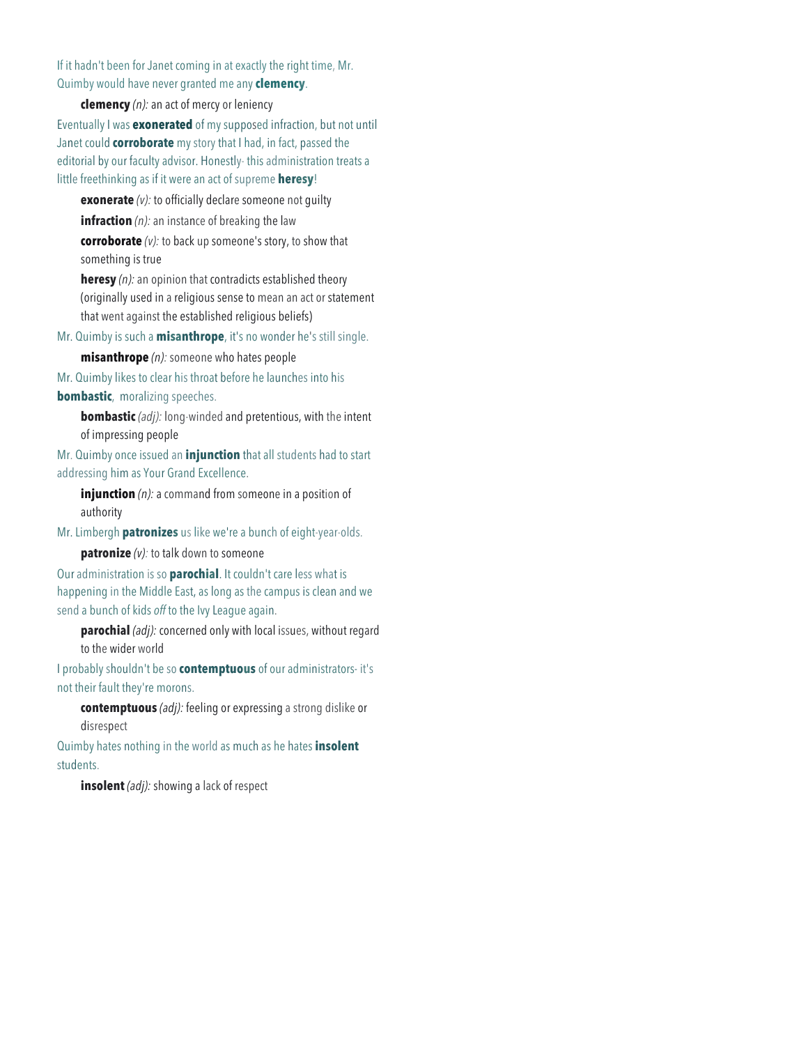If it hadn't been for Janet coming in at exactly the right time, Mr. Quimby would have never granted me any **clemency**.

> **clemency** *(n):* an act of mercy or leniency

Eventually I was **exonerated** of my supposed infraction, but not until Janet could **corroborate** my story that I had, in fact, passed the editorial by our faculty advisor. Honestly- this administration treats a little freethinking as if it were an act of supreme **heresy**!

> **exonerate** *(v):* to officially declare someone not guilty
>
> **infraction** *(n):* an instance of breaking the law
>
> **corroborate** *(v):* to back up someone's story, to show that something is true
>
> **heresy** *(n):* an opinion that contradicts established theory (originally used in a religious sense to mean an act or statement that went against the established religious beliefs)

Mr. Quimby is such a **misanthrope**, it's no wonder he's still single.

> **misanthrope** *(n):* someone who hates people

Mr. Quimby likes to clear his throat before he launches into his **bombastic**, moralizing speeches.

> **bombastic** *(adj):* long-winded and pretentious, with the intent of impressing people

Mr. Quimby once issued an **injunction** that all students had to start addressing him as Your Grand Excellence.

> **injunction** *(n):* a command from someone in a position of authority

Mr. Limbergh **patronizes** us like we're a bunch of eight-year-olds.

> **patronize** *(v):* to talk down to someone

Our administration is so **parochial**. It couldn't care less what is happening in the Middle East, as long as the campus is clean and we send a bunch of kids *off* to the Ivy League again.

> **parochial** *(adj):* concerned only with local issues, without regard to the wider world

I probably shouldn't be so **contemptuous** of our administrators- it's not their fault they're morons.

> **contemptuous** *(adj):* feeling or expressing a strong dislike or disrespect

Quimby hates nothing in the world as much as he hates **insolent** students.

> **insolent** *(adj):* showing a lack of respect